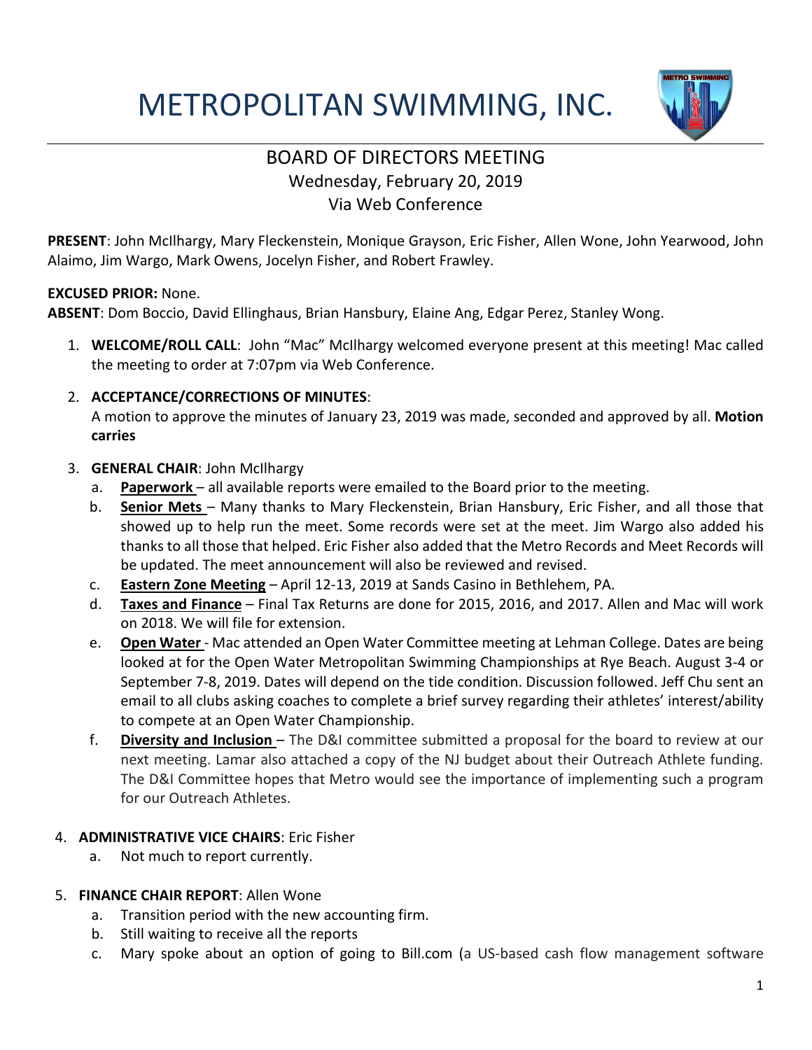# METROPOLITAN SWIMMING, INC.

## BOARD OF DIRECTORS MEETING
Wednesday, February 20, 2019
Via Web Conference

**PRESENT**: John McIlhargy, Mary Fleckenstein, Monique Grayson, Eric Fisher, Allen Wone, John Yearwood, John Alaimo, Jim Wargo, Mark Owens, Jocelyn Fisher, and Robert Frawley.

**EXCUSED PRIOR:** None.
**ABSENT**: Dom Boccio, David Ellinghaus, Brian Hansbury, Elaine Ang, Edgar Perez, Stanley Wong.

1. **WELCOME/ROLL CALL**: John "Mac" McIlhargy welcomed everyone present at this meeting! Mac called the meeting to order at 7:07pm via Web Conference.

2. **ACCEPTANCE/CORRECTIONS OF MINUTES**:
   A motion to approve the minutes of January 23, 2019 was made, seconded and approved by all. **Motion carries**

3. **GENERAL CHAIR**: John McIlhargy
   a. **Paperwork** – all available reports were emailed to the Board prior to the meeting.
   b. **Senior Mets** – Many thanks to Mary Fleckenstein, Brian Hansbury, Eric Fisher, and all those that showed up to help run the meet. Some records were set at the meet. Jim Wargo also added his thanks to all those that helped. Eric Fisher also added that the Metro Records and Meet Records will be updated. The meet announcement will also be reviewed and revised.
   c. **Eastern Zone Meeting** – April 12-13, 2019 at Sands Casino in Bethlehem, PA.
   d. **Taxes and Finance** – Final Tax Returns are done for 2015, 2016, and 2017. Allen and Mac will work on 2018. We will file for extension.
   e. **Open Water** - Mac attended an Open Water Committee meeting at Lehman College. Dates are being looked at for the Open Water Metropolitan Swimming Championships at Rye Beach. August 3-4 or September 7-8, 2019. Dates will depend on the tide condition. Discussion followed. Jeff Chu sent an email to all clubs asking coaches to complete a brief survey regarding their athletes' interest/ability to compete at an Open Water Championship.
   f. **Diversity and Inclusion** – The D&I committee submitted a proposal for the board to review at our next meeting. Lamar also attached a copy of the NJ budget about their Outreach Athlete funding. The D&I Committee hopes that Metro would see the importance of implementing such a program for our Outreach Athletes.

4. **ADMINISTRATIVE VICE CHAIRS**: Eric Fisher
   a. Not much to report currently.

5. **FINANCE CHAIR REPORT**: Allen Wone
   a. Transition period with the new accounting firm.
   b. Still waiting to receive all the reports
   c. Mary spoke about an option of going to Bill.com (a US-based cash flow management software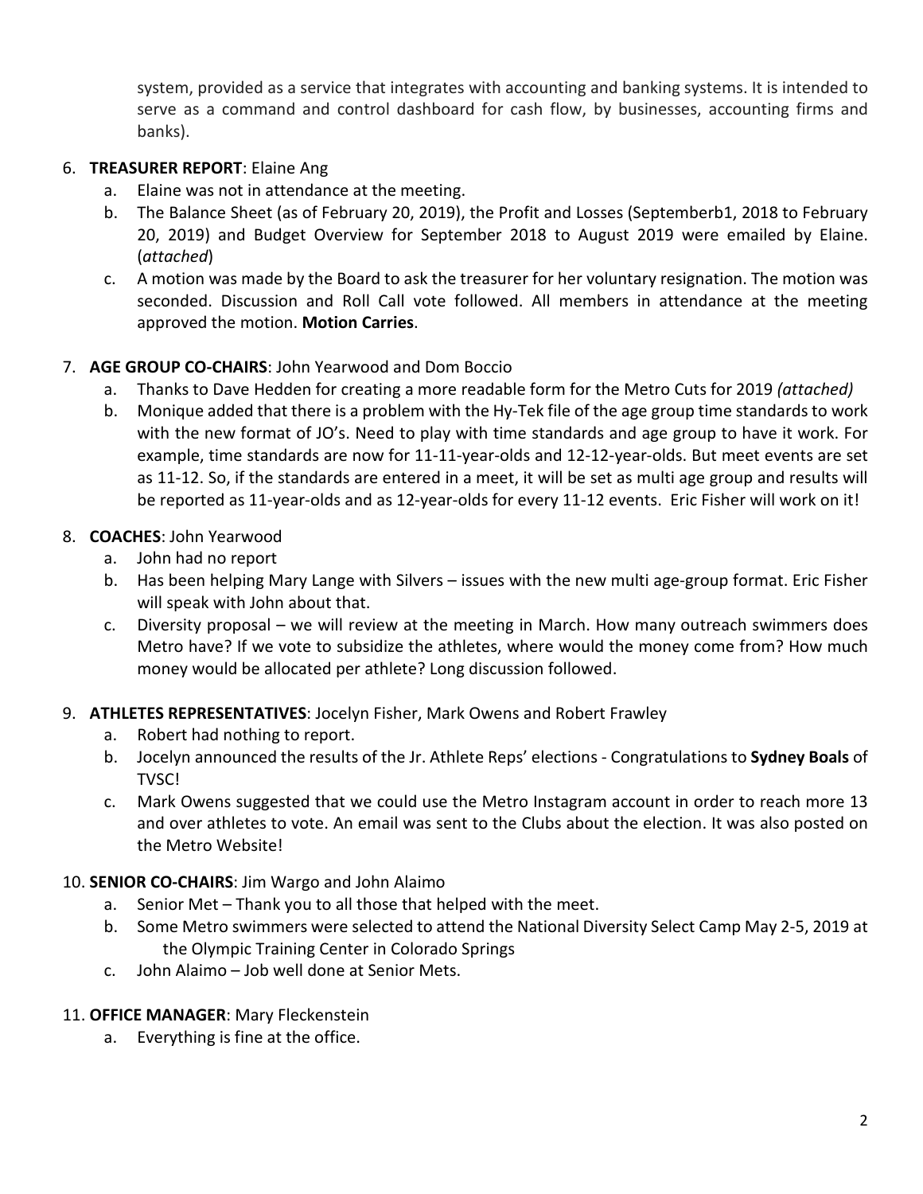system, provided as a service that integrates with accounting and banking systems. It is intended to serve as a command and control dashboard for cash flow, by businesses, accounting firms and banks).

6. **TREASURER REPORT**: Elaine Ang
    a. Elaine was not in attendance at the meeting.
    b. The Balance Sheet (as of February 20, 2019), the Profit and Losses (Septemberb1, 2018 to February 20, 2019) and Budget Overview for September 2018 to August 2019 were emailed by Elaine. (*attached*)
    c. A motion was made by the Board to ask the treasurer for her voluntary resignation. The motion was seconded. Discussion and Roll Call vote followed. All members in attendance at the meeting approved the motion. **Motion Carries**.

7. **AGE GROUP CO-CHAIRS**: John Yearwood and Dom Boccio
    a. Thanks to Dave Hedden for creating a more readable form for the Metro Cuts for 2019 *(attached)*
    b. Monique added that there is a problem with the Hy-Tek file of the age group time standards to work with the new format of JO's. Need to play with time standards and age group to have it work. For example, time standards are now for 11-11-year-olds and 12-12-year-olds. But meet events are set as 11-12. So, if the standards are entered in a meet, it will be set as multi age group and results will be reported as 11-year-olds and as 12-year-olds for every 11-12 events. Eric Fisher will work on it!

8. **COACHES**: John Yearwood
    a. John had no report
    b. Has been helping Mary Lange with Silvers – issues with the new multi age-group format. Eric Fisher will speak with John about that.
    c. Diversity proposal – we will review at the meeting in March. How many outreach swimmers does Metro have? If we vote to subsidize the athletes, where would the money come from? How much money would be allocated per athlete? Long discussion followed.

9. **ATHLETES REPRESENTATIVES**: Jocelyn Fisher, Mark Owens and Robert Frawley
    a. Robert had nothing to report.
    b. Jocelyn announced the results of the Jr. Athlete Reps' elections - Congratulations to **Sydney Boals** of TVSC!
    c. Mark Owens suggested that we could use the Metro Instagram account in order to reach more 13 and over athletes to vote. An email was sent to the Clubs about the election. It was also posted on the Metro Website!

10. **SENIOR CO-CHAIRS**: Jim Wargo and John Alaimo
    a. Senior Met – Thank you to all those that helped with the meet.
    b. Some Metro swimmers were selected to attend the National Diversity Select Camp May 2-5, 2019 at the Olympic Training Center in Colorado Springs
    c. John Alaimo – Job well done at Senior Mets.

11. **OFFICE MANAGER**: Mary Fleckenstein
    a. Everything is fine at the office.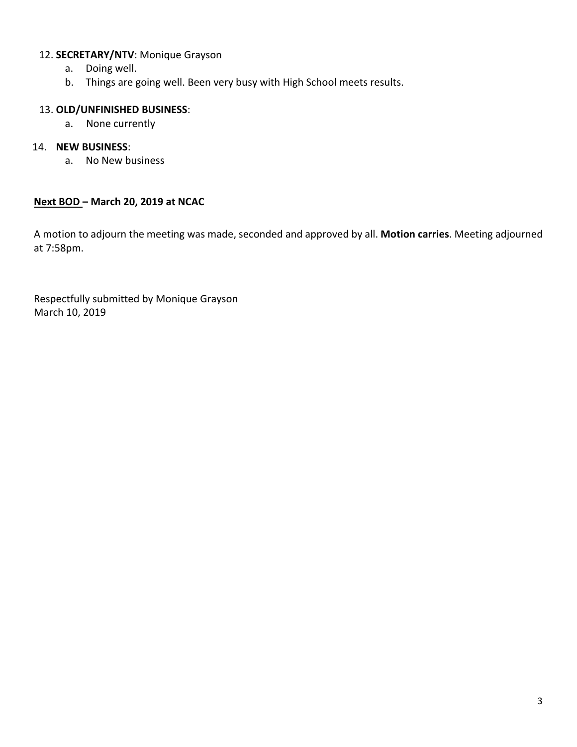12. **SECRETARY/NTV**: Monique Grayson
    a. Doing well.
    b. Things are going well. Been very busy with High School meets results.

13. **OLD/UNFINISHED BUSINESS**:
    a. None currently

14. **NEW BUSINESS**:
    a. No New business

**<u>Next BOD</u> – March 20, 2019 at NCAC**

A motion to adjourn the meeting was made, seconded and approved by all. **Motion carries**. Meeting adjourned at 7:58pm.

Respectfully submitted by Monique Grayson
March 10, 2019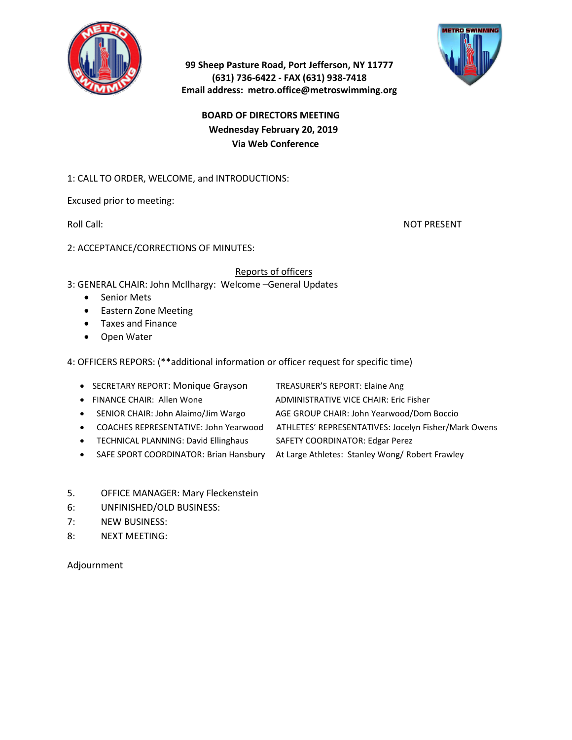**99 Sheep Pasture Road, Port Jefferson, NY 11777**
**(631) 736-6422 - FAX (631) 938-7418**
**Email address: metro.office@metroswimming.org**

**BOARD OF DIRECTORS MEETING**
**Wednesday February 20, 2019**
**Via Web Conference**

1: CALL TO ORDER, WELCOME, and INTRODUCTIONS:

Excused prior to meeting:

Roll Call: NOT PRESENT

2: ACCEPTANCE/CORRECTIONS OF MINUTES:

Reports of officers

3: GENERAL CHAIR: John McIlhargy: Welcome –General Updates

- Senior Mets
- Eastern Zone Meeting
- Taxes and Finance
- Open Water

4: OFFICERS REPORS: (**additional information or officer request for specific time)

- SECRETARY REPORT: Monique Grayson
- TREASURER'S REPORT: Elaine Ang
- FINANCE CHAIR: Allen Wone
- ADMINISTRATIVE VICE CHAIR: Eric Fisher
- SENIOR CHAIR: John Alaimo/Jim Wargo
- AGE GROUP CHAIR: John Yearwood/Dom Boccio
- COACHES REPRESENTATIVE: John Yearwood
- ATHLETES' REPRESENTATIVES: Jocelyn Fisher/Mark Owens
- TECHNICAL PLANNING: David Ellinghaus
- SAFETY COORDINATOR: Edgar Perez
- SAFE SPORT COORDINATOR: Brian Hansbury
- At Large Athletes: Stanley Wong/ Robert Frawley

5. OFFICE MANAGER: Mary Fleckenstein
6: UNFINISHED/OLD BUSINESS:
7: NEW BUSINESS:
8: NEXT MEETING:

Adjournment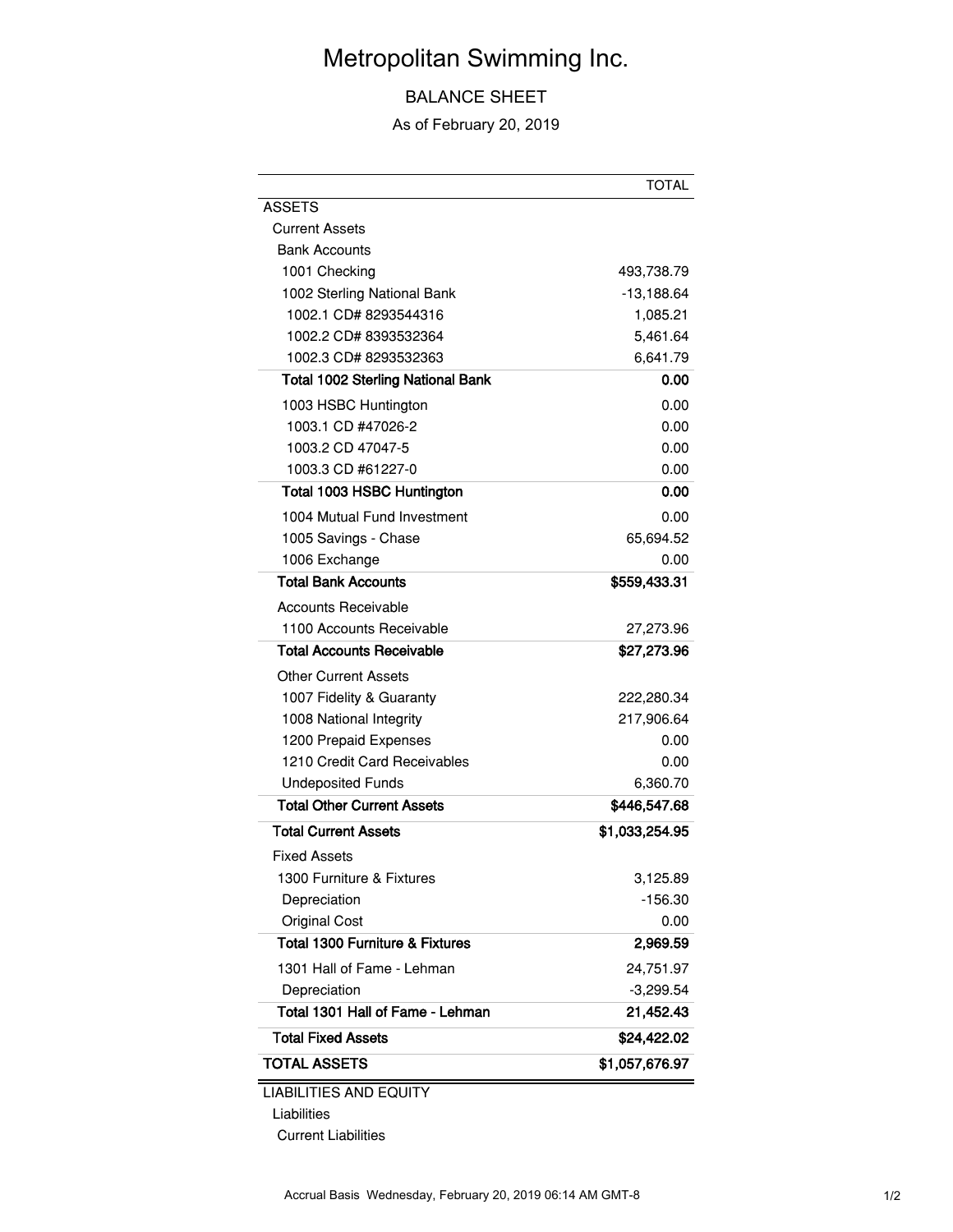# Metropolitan Swimming Inc.

## BALANCE SHEET

As of February 20, 2019

| | TOTAL |
|---|---|
| ASSETS | |
| Current Assets | |
| Bank Accounts | |
| 1001 Checking | 493,738.79 |
| 1002 Sterling National Bank | -13,188.64 |
| 1002.1 CD# 8293544316 | 1,085.21 |
| 1002.2 CD# 8393532364 | 5,461.64 |
| 1002.3 CD# 8293532363 | 6,641.79 |
| **Total 1002 Sterling National Bank** | **0.00** |
| 1003 HSBC Huntington | 0.00 |
| 1003.1 CD #47026-2 | 0.00 |
| 1003.2 CD 47047-5 | 0.00 |
| 1003.3 CD #61227-0 | 0.00 |
| **Total 1003 HSBC Huntington** | **0.00** |
| 1004 Mutual Fund Investment | 0.00 |
| 1005 Savings - Chase | 65,694.52 |
| 1006 Exchange | 0.00 |
| **Total Bank Accounts** | **$559,433.31** |
| Accounts Receivable | |
| 1100 Accounts Receivable | 27,273.96 |
| **Total Accounts Receivable** | **$27,273.96** |
| Other Current Assets | |
| 1007 Fidelity & Guaranty | 222,280.34 |
| 1008 National Integrity | 217,906.64 |
| 1200 Prepaid Expenses | 0.00 |
| 1210 Credit Card Receivables | 0.00 |
| Undeposited Funds | 6,360.70 |
| **Total Other Current Assets** | **$446,547.68** |
| **Total Current Assets** | **$1,033,254.95** |
| Fixed Assets | |
| 1300 Furniture & Fixtures | 3,125.89 |
| Depreciation | -156.30 |
| Original Cost | 0.00 |
| **Total 1300 Furniture & Fixtures** | **2,969.59** |
| 1301 Hall of Fame - Lehman | 24,751.97 |
| Depreciation | -3,299.54 |
| **Total 1301 Hall of Fame - Lehman** | **21,452.43** |
| **Total Fixed Assets** | **$24,422.02** |
| **TOTAL ASSETS** | **$1,057,676.97** |
| LIABILITIES AND EQUITY | |
| Liabilities | |
| Current Liabilities | |

Accrual Basis Wednesday, February 20, 2019 06:14 AM GMT-8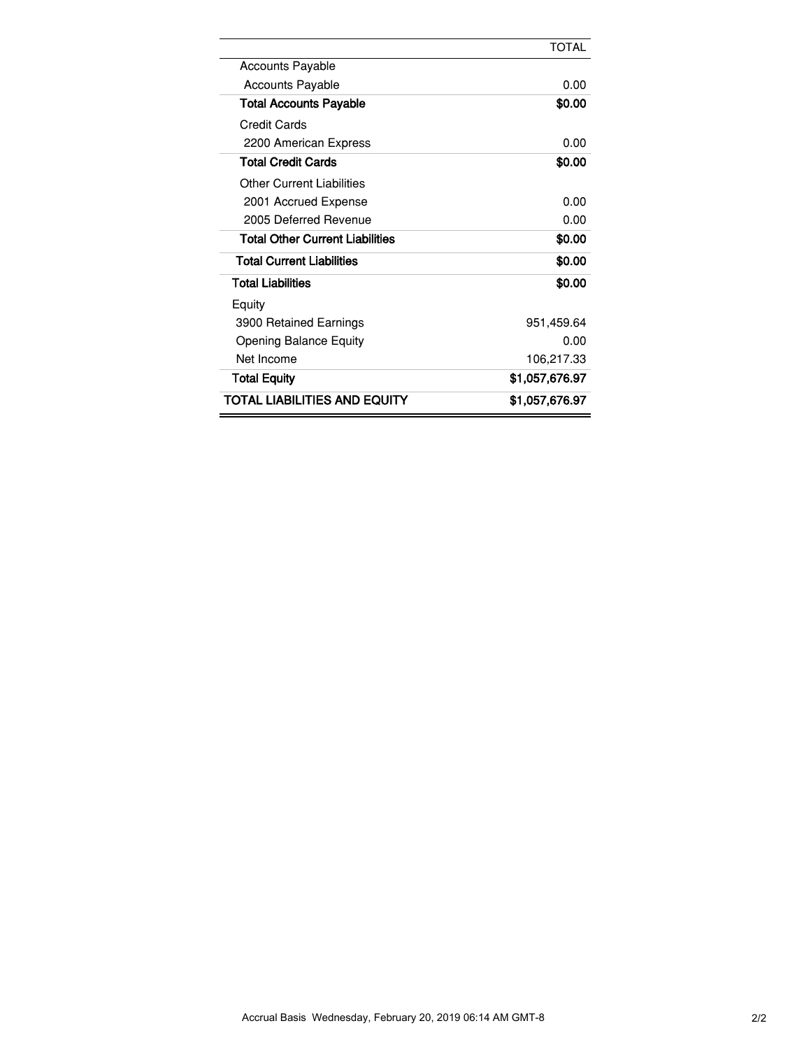| | TOTAL |
|---|---|
| Accounts Payable | |
| Accounts Payable | 0.00 |
| **Total Accounts Payable** | **$0.00** |
| Credit Cards | |
| 2200 American Express | 0.00 |
| **Total Credit Cards** | **$0.00** |
| Other Current Liabilities | |
| 2001 Accrued Expense | 0.00 |
| 2005 Deferred Revenue | 0.00 |
| **Total Other Current Liabilities** | **$0.00** |
| **Total Current Liabilities** | **$0.00** |
| **Total Liabilities** | **$0.00** |
| Equity | |
| 3900 Retained Earnings | 951,459.64 |
| Opening Balance Equity | 0.00 |
| Net Income | 106,217.33 |
| **Total Equity** | **$1,057,676.97** |
| **TOTAL LIABILITIES AND EQUITY** | **$1,057,676.97** |

Accrual Basis Wednesday, February 20, 2019 06:14 AM GMT-8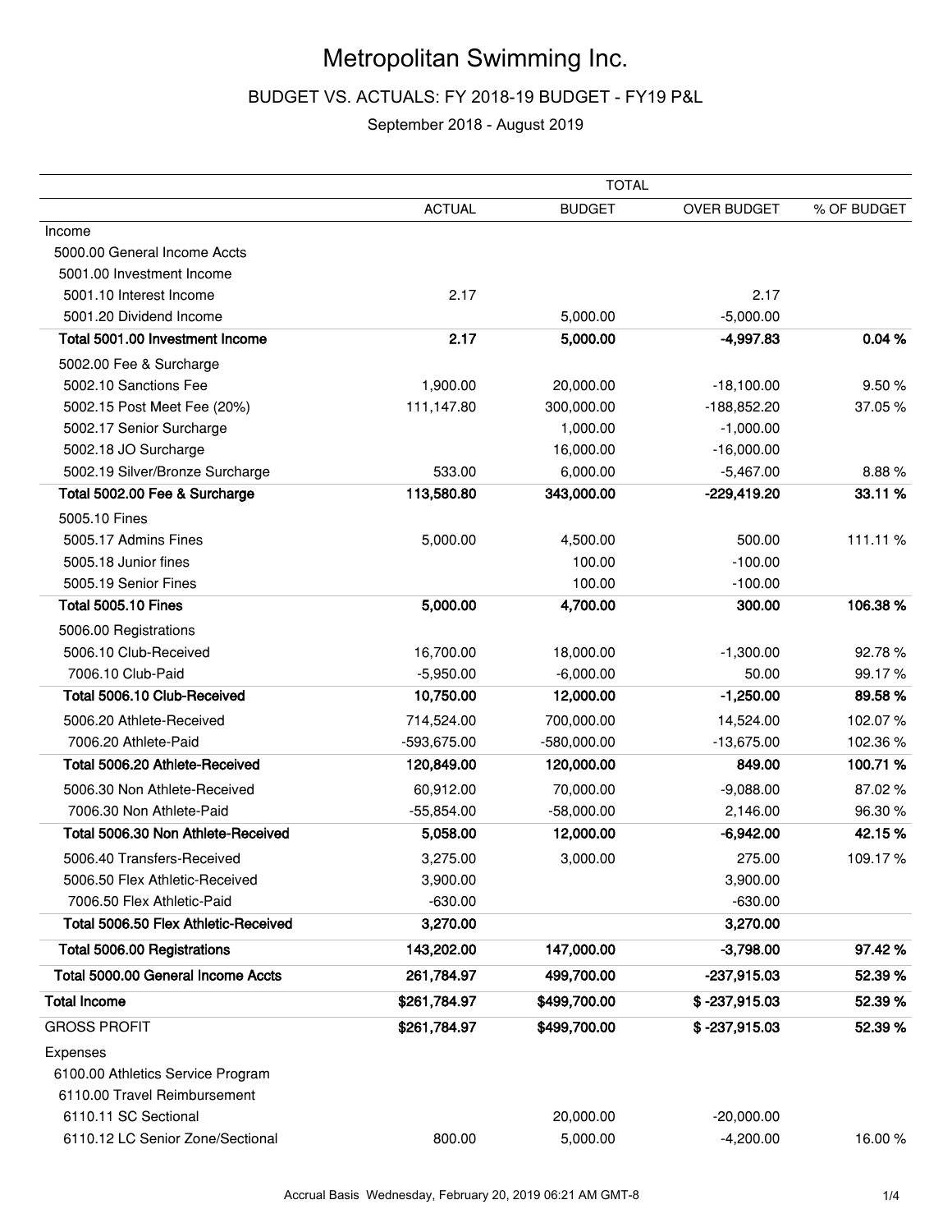# Metropolitan Swimming Inc.

## BUDGET VS. ACTUALS: FY 2018-19 BUDGET - FY19 P&L

September 2018 - August 2019

| | TOTAL | | | |
|---|---|---|---|---|
| | ACTUAL | BUDGET | OVER BUDGET | % OF BUDGET |
| Income | | | | |
| 5000.00 General Income Accts | | | | |
| 5001.00 Investment Income | | | | |
| 5001.10 Interest Income | 2.17 | | 2.17 | |
| 5001.20 Dividend Income | | 5,000.00 | -5,000.00 | |
| **Total 5001.00 Investment Income** | **2.17** | **5,000.00** | **-4,997.83** | **0.04 %** |
| 5002.00 Fee & Surcharge | | | | |
| 5002.10 Sanctions Fee | 1,900.00 | 20,000.00 | -18,100.00 | 9.50 % |
| 5002.15 Post Meet Fee (20%) | 111,147.80 | 300,000.00 | -188,852.20 | 37.05 % |
| 5002.17 Senior Surcharge | | 1,000.00 | -1,000.00 | |
| 5002.18 JO Surcharge | | 16,000.00 | -16,000.00 | |
| 5002.19 Silver/Bronze Surcharge | 533.00 | 6,000.00 | -5,467.00 | 8.88 % |
| **Total 5002.00 Fee & Surcharge** | **113,580.80** | **343,000.00** | **-229,419.20** | **33.11 %** |
| 5005.10 Fines | | | | |
| 5005.17 Admins Fines | 5,000.00 | 4,500.00 | 500.00 | 111.11 % |
| 5005.18 Junior fines | | 100.00 | -100.00 | |
| 5005.19 Senior Fines | | 100.00 | -100.00 | |
| **Total 5005.10 Fines** | **5,000.00** | **4,700.00** | **300.00** | **106.38 %** |
| 5006.00 Registrations | | | | |
| 5006.10 Club-Received | 16,700.00 | 18,000.00 | -1,300.00 | 92.78 % |
| 7006.10 Club-Paid | -5,950.00 | -6,000.00 | 50.00 | 99.17 % |
| **Total 5006.10 Club-Received** | **10,750.00** | **12,000.00** | **-1,250.00** | **89.58 %** |
| 5006.20 Athlete-Received | 714,524.00 | 700,000.00 | 14,524.00 | 102.07 % |
| 7006.20 Athlete-Paid | -593,675.00 | -580,000.00 | -13,675.00 | 102.36 % |
| **Total 5006.20 Athlete-Received** | **120,849.00** | **120,000.00** | **849.00** | **100.71 %** |
| 5006.30 Non Athlete-Received | 60,912.00 | 70,000.00 | -9,088.00 | 87.02 % |
| 7006.30 Non Athlete-Paid | -55,854.00 | -58,000.00 | 2,146.00 | 96.30 % |
| **Total 5006.30 Non Athlete-Received** | **5,058.00** | **12,000.00** | **-6,942.00** | **42.15 %** |
| 5006.40 Transfers-Received | 3,275.00 | 3,000.00 | 275.00 | 109.17 % |
| 5006.50 Flex Athletic-Received | 3,900.00 | | 3,900.00 | |
| 7006.50 Flex Athletic-Paid | -630.00 | | -630.00 | |
| **Total 5006.50 Flex Athletic-Received** | **3,270.00** | | **3,270.00** | |
| **Total 5006.00 Registrations** | **143,202.00** | **147,000.00** | **-3,798.00** | **97.42 %** |
| **Total 5000.00 General Income Accts** | **261,784.97** | **499,700.00** | **-237,915.03** | **52.39 %** |
| **Total Income** | **$261,784.97** | **$499,700.00** | **$ -237,915.03** | **52.39 %** |
| GROSS PROFIT | **$261,784.97** | **$499,700.00** | **$ -237,915.03** | **52.39 %** |
| Expenses | | | | |
| 6100.00 Athletics Service Program | | | | |
| 6110.00 Travel Reimbursement | | | | |
| 6110.11 SC Sectional | | 20,000.00 | -20,000.00 | |
| 6110.12 LC Senior Zone/Sectional | 800.00 | 5,000.00 | -4,200.00 | 16.00 % |

Accrual Basis Wednesday, February 20, 2019 06:21 AM GMT-8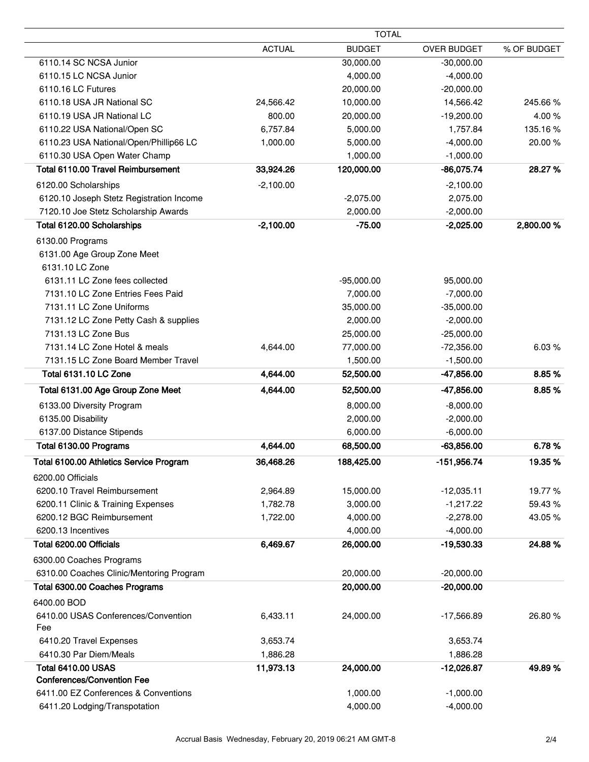| | TOTAL | | | |
|---|---|---|---|---|
| | ACTUAL | BUDGET | OVER BUDGET | % OF BUDGET |
| 6110.14 SC NCSA Junior | | 30,000.00 | -30,000.00 | |
| 6110.15 LC NCSA Junior | | 4,000.00 | -4,000.00 | |
| 6110.16 LC Futures | | 20,000.00 | -20,000.00 | |
| 6110.18 USA JR National SC | 24,566.42 | 10,000.00 | 14,566.42 | 245.66 % |
| 6110.19 USA JR National LC | 800.00 | 20,000.00 | -19,200.00 | 4.00 % |
| 6110.22 USA National/Open SC | 6,757.84 | 5,000.00 | 1,757.84 | 135.16 % |
| 6110.23 USA National/Open/Phillip66 LC | 1,000.00 | 5,000.00 | -4,000.00 | 20.00 % |
| 6110.30 USA Open Water Champ | | 1,000.00 | -1,000.00 | |
| **Total 6110.00 Travel Reimbursement** | **33,924.26** | **120,000.00** | **-86,075.74** | **28.27 %** |
| 6120.00 Scholarships | -2,100.00 | | -2,100.00 | |
| 6120.10 Joseph Stetz Registration Income | | -2,075.00 | 2,075.00 | |
| 7120.10 Joe Stetz Scholarship Awards | | 2,000.00 | -2,000.00 | |
| **Total 6120.00 Scholarships** | **-2,100.00** | **-75.00** | **-2,025.00** | **2,800.00 %** |
| 6130.00 Programs | | | | |
| 6131.00 Age Group Zone Meet | | | | |
| 6131.10 LC Zone | | | | |
| 6131.11 LC Zone fees collected | | -95,000.00 | 95,000.00 | |
| 7131.10 LC Zone Entries Fees Paid | | 7,000.00 | -7,000.00 | |
| 7131.11 LC Zone Uniforms | | 35,000.00 | -35,000.00 | |
| 7131.12 LC Zone Petty Cash & supplies | | 2,000.00 | -2,000.00 | |
| 7131.13 LC Zone Bus | | 25,000.00 | -25,000.00 | |
| 7131.14 LC Zone Hotel & meals | 4,644.00 | 77,000.00 | -72,356.00 | 6.03 % |
| 7131.15 LC Zone Board Member Travel | | 1,500.00 | -1,500.00 | |
| **Total 6131.10 LC Zone** | **4,644.00** | **52,500.00** | **-47,856.00** | **8.85 %** |
| **Total 6131.00 Age Group Zone Meet** | **4,644.00** | **52,500.00** | **-47,856.00** | **8.85 %** |
| 6133.00 Diversity Program | | 8,000.00 | -8,000.00 | |
| 6135.00 Disability | | 2,000.00 | -2,000.00 | |
| 6137.00 Distance Stipends | | 6,000.00 | -6,000.00 | |
| **Total 6130.00 Programs** | **4,644.00** | **68,500.00** | **-63,856.00** | **6.78 %** |
| **Total 6100.00 Athletics Service Program** | **36,468.26** | **188,425.00** | **-151,956.74** | **19.35 %** |
| 6200.00 Officials | | | | |
| 6200.10 Travel Reimbursement | 2,964.89 | 15,000.00 | -12,035.11 | 19.77 % |
| 6200.11 Clinic & Training Expenses | 1,782.78 | 3,000.00 | -1,217.22 | 59.43 % |
| 6200.12 BGC Reimbursement | 1,722.00 | 4,000.00 | -2,278.00 | 43.05 % |
| 6200.13 Incentives | | 4,000.00 | -4,000.00 | |
| **Total 6200.00 Officials** | **6,469.67** | **26,000.00** | **-19,530.33** | **24.88 %** |
| 6300.00 Coaches Programs | | | | |
| 6310.00 Coaches Clinic/Mentoring Program | | 20,000.00 | -20,000.00 | |
| **Total 6300.00 Coaches Programs** | | **20,000.00** | **-20,000.00** | |
| 6400.00 BOD | | | | |
| 6410.00 USAS Conferences/Convention Fee | 6,433.11 | 24,000.00 | -17,566.89 | 26.80 % |
| 6410.20 Travel Expenses | 3,653.74 | | 3,653.74 | |
| 6410.30 Par Diem/Meals | 1,886.28 | | 1,886.28 | |
| **Total 6410.00 USAS Conferences/Convention Fee** | **11,973.13** | **24,000.00** | **-12,026.87** | **49.89 %** |
| 6411.00 EZ Conferences & Conventions | | 1,000.00 | -1,000.00 | |
| 6411.20 Lodging/Transpotation | | 4,000.00 | -4,000.00 | |

Accrual Basis Wednesday, February 20, 2019 06:21 AM GMT-8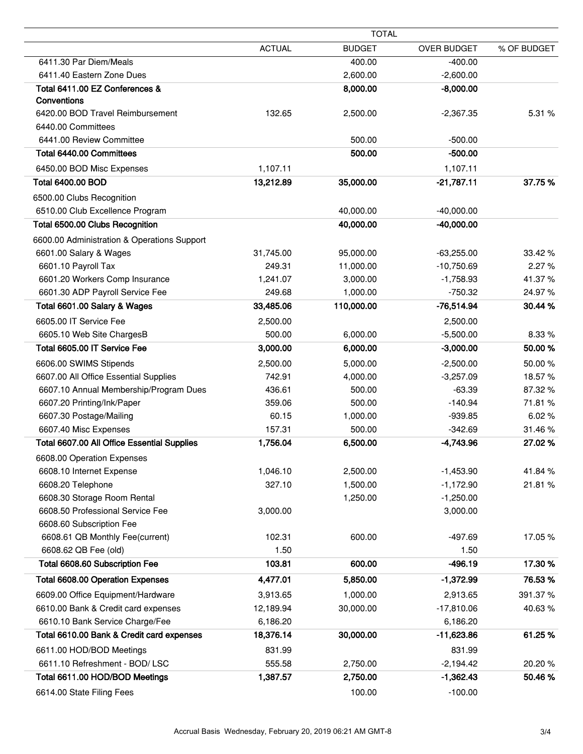| | TOTAL | | | |
|---|---|---|---|---|
| | ACTUAL | BUDGET | OVER BUDGET | % OF BUDGET |
| 6411.30 Par Diem/Meals | | 400.00 | -400.00 | |
| 6411.40 Eastern Zone Dues | | 2,600.00 | -2,600.00 | |
| **Total 6411.00 EZ Conferences & Conventions** | | **8,000.00** | **-8,000.00** | |
| 6420.00 BOD Travel Reimbursement | 132.65 | 2,500.00 | -2,367.35 | 5.31 % |
| 6440.00 Committees | | | | |
| 6441.00 Review Committee | | 500.00 | -500.00 | |
| **Total 6440.00 Committees** | | **500.00** | **-500.00** | |
| 6450.00 BOD Misc Expenses | 1,107.11 | | 1,107.11 | |
| **Total 6400.00 BOD** | **13,212.89** | **35,000.00** | **-21,787.11** | **37.75 %** |
| 6500.00 Clubs Recognition | | | | |
| 6510.00 Club Excellence Program | | 40,000.00 | -40,000.00 | |
| **Total 6500.00 Clubs Recognition** | | **40,000.00** | **-40,000.00** | |
| 6600.00 Administration & Operations Support | | | | |
| 6601.00 Salary & Wages | 31,745.00 | 95,000.00 | -63,255.00 | 33.42 % |
| 6601.10 Payroll Tax | 249.31 | 11,000.00 | -10,750.69 | 2.27 % |
| 6601.20 Workers Comp Insurance | 1,241.07 | 3,000.00 | -1,758.93 | 41.37 % |
| 6601.30 ADP Payroll Service Fee | 249.68 | 1,000.00 | -750.32 | 24.97 % |
| **Total 6601.00 Salary & Wages** | **33,485.06** | **110,000.00** | **-76,514.94** | **30.44 %** |
| 6605.00 IT Service Fee | 2,500.00 | | 2,500.00 | |
| 6605.10 Web Site ChargesB | 500.00 | 6,000.00 | -5,500.00 | 8.33 % |
| **Total 6605.00 IT Service Fee** | **3,000.00** | **6,000.00** | **-3,000.00** | **50.00 %** |
| 6606.00 SWIMS Stipends | 2,500.00 | 5,000.00 | -2,500.00 | 50.00 % |
| 6607.00 All Office Essential Supplies | 742.91 | 4,000.00 | -3,257.09 | 18.57 % |
| 6607.10 Annual Membership/Program Dues | 436.61 | 500.00 | -63.39 | 87.32 % |
| 6607.20 Printing/Ink/Paper | 359.06 | 500.00 | -140.94 | 71.81 % |
| 6607.30 Postage/Mailing | 60.15 | 1,000.00 | -939.85 | 6.02 % |
| 6607.40 Misc Expenses | 157.31 | 500.00 | -342.69 | 31.46 % |
| **Total 6607.00 All Office Essential Supplies** | **1,756.04** | **6,500.00** | **-4,743.96** | **27.02 %** |
| 6608.00 Operation Expenses | | | | |
| 6608.10 Internet Expense | 1,046.10 | 2,500.00 | -1,453.90 | 41.84 % |
| 6608.20 Telephone | 327.10 | 1,500.00 | -1,172.90 | 21.81 % |
| 6608.30 Storage Room Rental | | 1,250.00 | -1,250.00 | |
| 6608.50 Professional Service Fee | 3,000.00 | | 3,000.00 | |
| 6608.60 Subscription Fee | | | | |
| 6608.61 QB Monthly Fee(current) | 102.31 | 600.00 | -497.69 | 17.05 % |
| 6608.62 QB Fee (old) | 1.50 | | 1.50 | |
| **Total 6608.60 Subscription Fee** | **103.81** | **600.00** | **-496.19** | **17.30 %** |
| **Total 6608.00 Operation Expenses** | **4,477.01** | **5,850.00** | **-1,372.99** | **76.53 %** |
| 6609.00 Office Equipment/Hardware | 3,913.65 | 1,000.00 | 2,913.65 | 391.37 % |
| 6610.00 Bank & Credit card expenses | 12,189.94 | 30,000.00 | -17,810.06 | 40.63 % |
| 6610.10 Bank Service Charge/Fee | 6,186.20 | | 6,186.20 | |
| **Total 6610.00 Bank & Credit card expenses** | **18,376.14** | **30,000.00** | **-11,623.86** | **61.25 %** |
| 6611.00 HOD/BOD Meetings | 831.99 | | 831.99 | |
| 6611.10 Refreshment - BOD/ LSC | 555.58 | 2,750.00 | -2,194.42 | 20.20 % |
| **Total 6611.00 HOD/BOD Meetings** | **1,387.57** | **2,750.00** | **-1,362.43** | **50.46 %** |
| 6614.00 State Filing Fees | | 100.00 | -100.00 | |

Accrual Basis Wednesday, February 20, 2019 06:21 AM GMT-8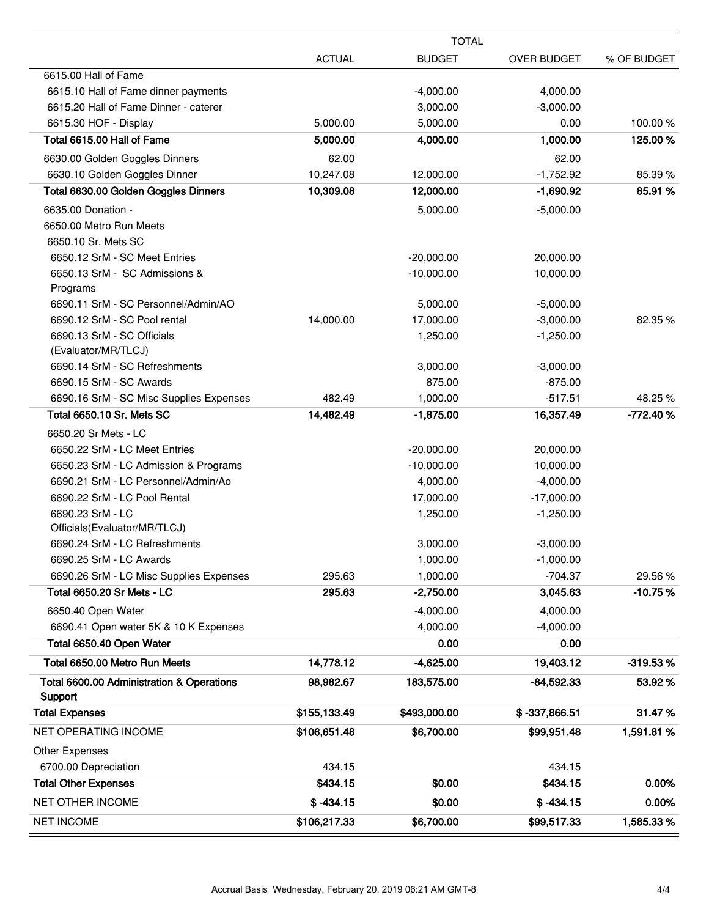| | TOTAL | | | |
|---|---|---|---|---|
| | ACTUAL | BUDGET | OVER BUDGET | % OF BUDGET |
| 6615.00 Hall of Fame | | | | |
| 6615.10 Hall of Fame dinner payments | | -4,000.00 | 4,000.00 | |
| 6615.20 Hall of Fame Dinner - caterer | | 3,000.00 | -3,000.00 | |
| 6615.30 HOF - Display | 5,000.00 | 5,000.00 | 0.00 | 100.00 % |
| **Total 6615.00 Hall of Fame** | **5,000.00** | **4,000.00** | **1,000.00** | **125.00 %** |
| 6630.00 Golden Goggles Dinners | 62.00 | | 62.00 | |
| 6630.10 Golden Goggles Dinner | 10,247.08 | 12,000.00 | -1,752.92 | 85.39 % |
| **Total 6630.00 Golden Goggles Dinners** | **10,309.08** | **12,000.00** | **-1,690.92** | **85.91 %** |
| 6635.00 Donation - | | 5,000.00 | -5,000.00 | |
| 6650.00 Metro Run Meets | | | | |
| 6650.10 Sr. Mets SC | | | | |
| 6650.12 SrM - SC Meet Entries | | -20,000.00 | 20,000.00 | |
| 6650.13 SrM - SC Admissions & Programs | | -10,000.00 | 10,000.00 | |
| 6690.11 SrM - SC Personnel/Admin/AO | | 5,000.00 | -5,000.00 | |
| 6690.12 SrM - SC Pool rental | 14,000.00 | 17,000.00 | -3,000.00 | 82.35 % |
| 6690.13 SrM - SC Officials (Evaluator/MR/TLCJ) | | 1,250.00 | -1,250.00 | |
| 6690.14 SrM - SC Refreshments | | 3,000.00 | -3,000.00 | |
| 6690.15 SrM - SC Awards | | 875.00 | -875.00 | |
| 6690.16 SrM - SC Misc Supplies Expenses | 482.49 | 1,000.00 | -517.51 | 48.25 % |
| **Total 6650.10 Sr. Mets SC** | **14,482.49** | **-1,875.00** | **16,357.49** | **-772.40 %** |
| 6650.20 Sr Mets - LC | | | | |
| 6650.22 SrM - LC Meet Entries | | -20,000.00 | 20,000.00 | |
| 6650.23 SrM - LC Admission & Programs | | -10,000.00 | 10,000.00 | |
| 6690.21 SrM - LC Personnel/Admin/Ao | | 4,000.00 | -4,000.00 | |
| 6690.22 SrM - LC Pool Rental | | 17,000.00 | -17,000.00 | |
| 6690.23 SrM - LC Officials(Evaluator/MR/TLCJ) | | 1,250.00 | -1,250.00 | |
| 6690.24 SrM - LC Refreshments | | 3,000.00 | -3,000.00 | |
| 6690.25 SrM - LC Awards | | 1,000.00 | -1,000.00 | |
| 6690.26 SrM - LC Misc Supplies Expenses | 295.63 | 1,000.00 | -704.37 | 29.56 % |
| **Total 6650.20 Sr Mets - LC** | **295.63** | **-2,750.00** | **3,045.63** | **-10.75 %** |
| 6650.40 Open Water | | -4,000.00 | 4,000.00 | |
| 6690.41 Open water 5K & 10 K Expenses | | 4,000.00 | -4,000.00 | |
| **Total 6650.40 Open Water** | | **0.00** | **0.00** | |
| **Total 6650.00 Metro Run Meets** | **14,778.12** | **-4,625.00** | **19,403.12** | **-319.53 %** |
| **Total 6600.00 Administration & Operations Support** | **98,982.67** | **183,575.00** | **-84,592.33** | **53.92 %** |
| **Total Expenses** | **$155,133.49** | **$493,000.00** | **$ -337,866.51** | **31.47 %** |
| NET OPERATING INCOME | **$106,651.48** | **$6,700.00** | **$99,951.48** | **1,591.81 %** |
| Other Expenses | | | | |
| 6700.00 Depreciation | 434.15 | | 434.15 | |
| **Total Other Expenses** | **$434.15** | **$0.00** | **$434.15** | **0.00%** |
| NET OTHER INCOME | **$ -434.15** | **$0.00** | **$ -434.15** | **0.00%** |
| NET INCOME | **$106,217.33** | **$6,700.00** | **$99,517.33** | **1,585.33 %** |

Accrual Basis Wednesday, February 20, 2019 06:21 AM GMT-8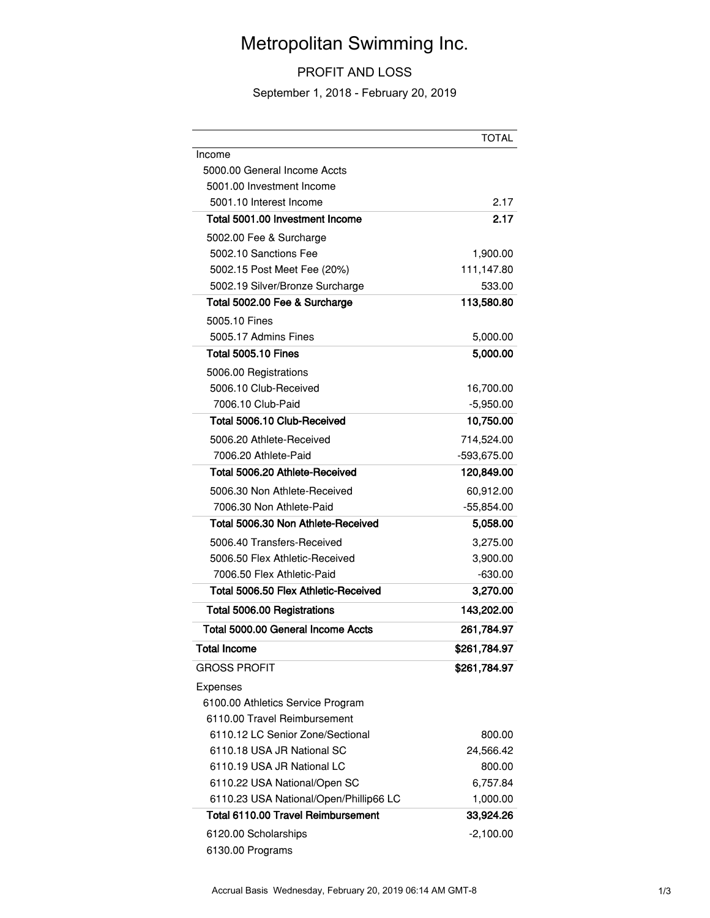# Metropolitan Swimming Inc.

## PROFIT AND LOSS

September 1, 2018 - February 20, 2019

| | TOTAL |
|---|---|
| Income | |
| 5000.00 General Income Accts | |
| 5001.00 Investment Income | |
| 5001.10 Interest Income | 2.17 |
| **Total 5001.00 Investment Income** | **2.17** |
| 5002.00 Fee & Surcharge | |
| 5002.10 Sanctions Fee | 1,900.00 |
| 5002.15 Post Meet Fee (20%) | 111,147.80 |
| 5002.19 Silver/Bronze Surcharge | 533.00 |
| **Total 5002.00 Fee & Surcharge** | **113,580.80** |
| 5005.10 Fines | |
| 5005.17 Admins Fines | 5,000.00 |
| **Total 5005.10 Fines** | **5,000.00** |
| 5006.00 Registrations | |
| 5006.10 Club-Received | 16,700.00 |
| 7006.10 Club-Paid | -5,950.00 |
| **Total 5006.10 Club-Received** | **10,750.00** |
| 5006.20 Athlete-Received | 714,524.00 |
| 7006.20 Athlete-Paid | -593,675.00 |
| **Total 5006.20 Athlete-Received** | **120,849.00** |
| 5006.30 Non Athlete-Received | 60,912.00 |
| 7006.30 Non Athlete-Paid | -55,854.00 |
| **Total 5006.30 Non Athlete-Received** | **5,058.00** |
| 5006.40 Transfers-Received | 3,275.00 |
| 5006.50 Flex Athletic-Received | 3,900.00 |
| 7006.50 Flex Athletic-Paid | -630.00 |
| **Total 5006.50 Flex Athletic-Received** | **3,270.00** |
| **Total 5006.00 Registrations** | **143,202.00** |
| **Total 5000.00 General Income Accts** | **261,784.97** |
| **Total Income** | **$261,784.97** |
| GROSS PROFIT | **$261,784.97** |
| Expenses | |
| 6100.00 Athletics Service Program | |
| 6110.00 Travel Reimbursement | |
| 6110.12 LC Senior Zone/Sectional | 800.00 |
| 6110.18 USA JR National SC | 24,566.42 |
| 6110.19 USA JR National LC | 800.00 |
| 6110.22 USA National/Open SC | 6,757.84 |
| 6110.23 USA National/Open/Phillip66 LC | 1,000.00 |
| **Total 6110.00 Travel Reimbursement** | **33,924.26** |
| 6120.00 Scholarships | -2,100.00 |
| 6130.00 Programs | |

Accrual Basis Wednesday, February 20, 2019 06:14 AM GMT-8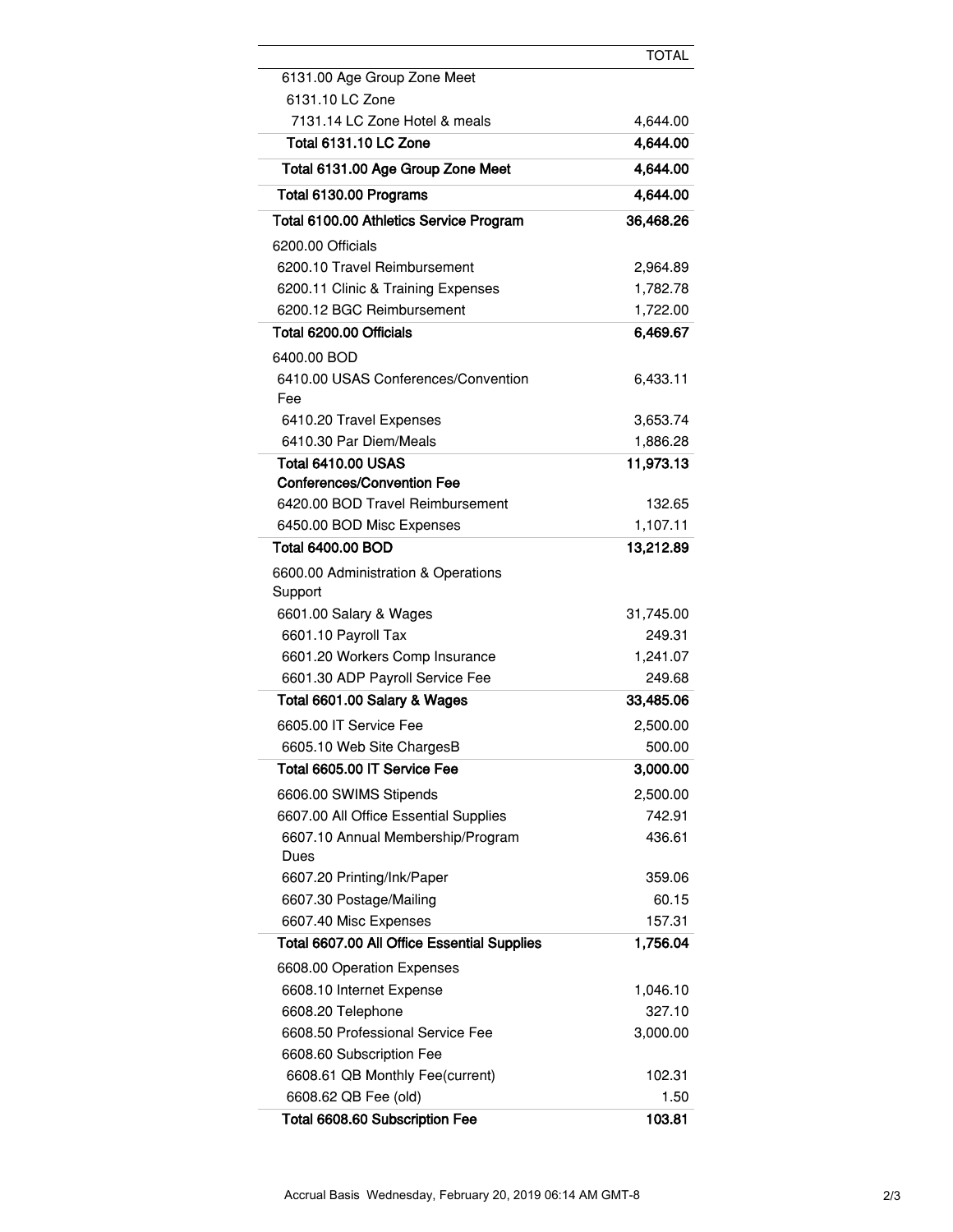| | TOTAL |
|---|---|
| 6131.00 Age Group Zone Meet | |
| 6131.10 LC Zone | |
| 7131.14 LC Zone Hotel & meals | 4,644.00 |
| **Total 6131.10 LC Zone** | **4,644.00** |
| **Total 6131.00 Age Group Zone Meet** | **4,644.00** |
| **Total 6130.00 Programs** | **4,644.00** |
| **Total 6100.00 Athletics Service Program** | **36,468.26** |
| 6200.00 Officials | |
| 6200.10 Travel Reimbursement | 2,964.89 |
| 6200.11 Clinic & Training Expenses | 1,782.78 |
| 6200.12 BGC Reimbursement | 1,722.00 |
| **Total 6200.00 Officials** | **6,469.67** |
| 6400.00 BOD | |
| 6410.00 USAS Conferences/Convention Fee | 6,433.11 |
| 6410.20 Travel Expenses | 3,653.74 |
| 6410.30 Par Diem/Meals | 1,886.28 |
| **Total 6410.00 USAS Conferences/Convention Fee** | **11,973.13** |
| 6420.00 BOD Travel Reimbursement | 132.65 |
| 6450.00 BOD Misc Expenses | 1,107.11 |
| **Total 6400.00 BOD** | **13,212.89** |
| 6600.00 Administration & Operations Support | |
| 6601.00 Salary & Wages | 31,745.00 |
| 6601.10 Payroll Tax | 249.31 |
| 6601.20 Workers Comp Insurance | 1,241.07 |
| 6601.30 ADP Payroll Service Fee | 249.68 |
| **Total 6601.00 Salary & Wages** | **33,485.06** |
| 6605.00 IT Service Fee | 2,500.00 |
| 6605.10 Web Site ChargesB | 500.00 |
| **Total 6605.00 IT Service Fee** | **3,000.00** |
| 6606.00 SWIMS Stipends | 2,500.00 |
| 6607.00 All Office Essential Supplies | 742.91 |
| 6607.10 Annual Membership/Program Dues | 436.61 |
| 6607.20 Printing/Ink/Paper | 359.06 |
| 6607.30 Postage/Mailing | 60.15 |
| 6607.40 Misc Expenses | 157.31 |
| **Total 6607.00 All Office Essential Supplies** | **1,756.04** |
| 6608.00 Operation Expenses | |
| 6608.10 Internet Expense | 1,046.10 |
| 6608.20 Telephone | 327.10 |
| 6608.50 Professional Service Fee | 3,000.00 |
| 6608.60 Subscription Fee | |
| 6608.61 QB Monthly Fee(current) | 102.31 |
| 6608.62 QB Fee (old) | 1.50 |
| **Total 6608.60 Subscription Fee** | **103.81** |

Accrual Basis Wednesday, February 20, 2019 06:14 AM GMT-8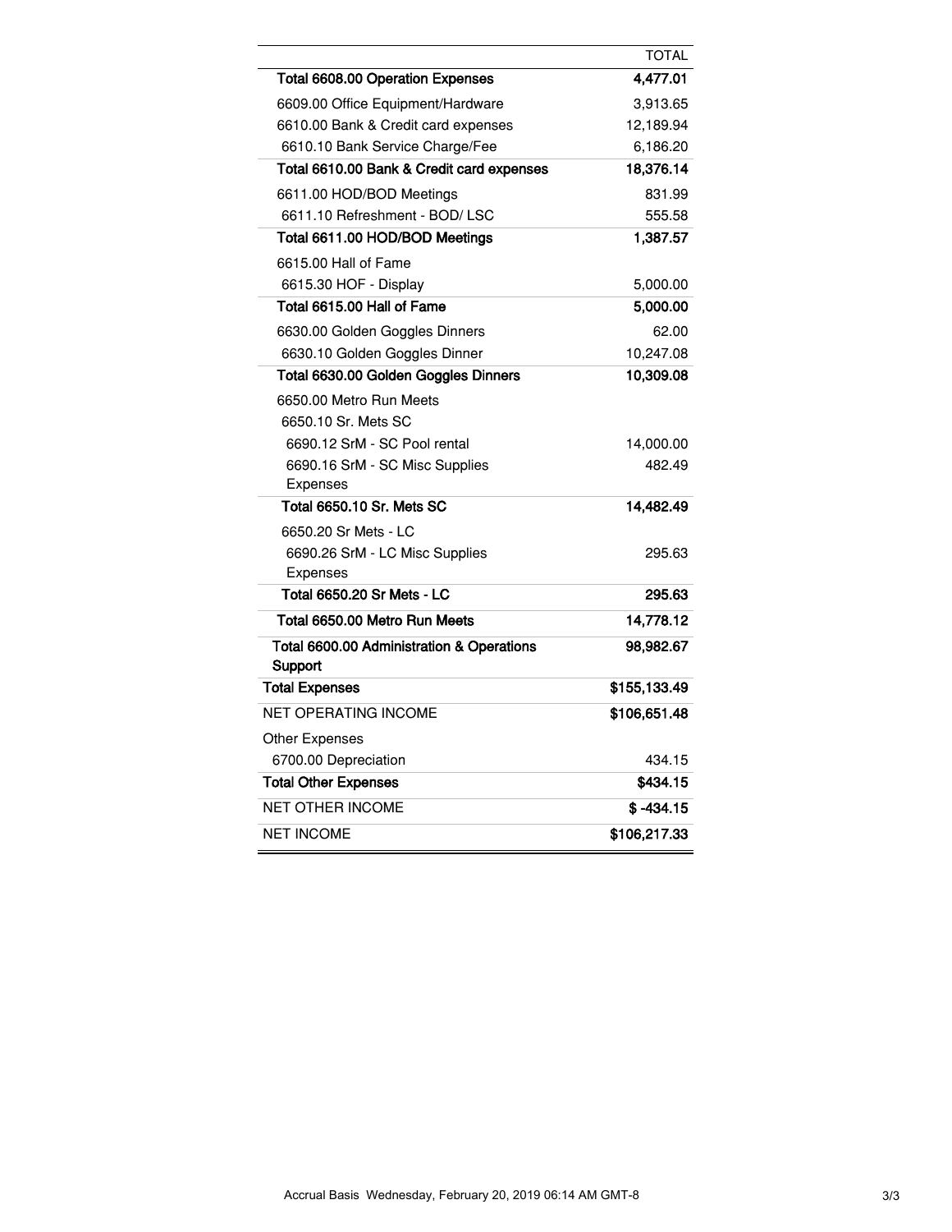| | TOTAL |
|---|---|
| **Total 6608.00 Operation Expenses** | **4,477.01** |
| 6609.00 Office Equipment/Hardware | 3,913.65 |
| 6610.00 Bank & Credit card expenses | 12,189.94 |
| 6610.10 Bank Service Charge/Fee | 6,186.20 |
| **Total 6610.00 Bank & Credit card expenses** | **18,376.14** |
| 6611.00 HOD/BOD Meetings | 831.99 |
| 6611.10 Refreshment - BOD/ LSC | 555.58 |
| **Total 6611.00 HOD/BOD Meetings** | **1,387.57** |
| 6615.00 Hall of Fame | |
| 6615.30 HOF - Display | 5,000.00 |
| **Total 6615.00 Hall of Fame** | **5,000.00** |
| 6630.00 Golden Goggles Dinners | 62.00 |
| 6630.10 Golden Goggles Dinner | 10,247.08 |
| **Total 6630.00 Golden Goggles Dinners** | **10,309.08** |
| 6650.00 Metro Run Meets | |
| 6650.10 Sr. Mets SC | |
| 6690.12 SrM - SC Pool rental | 14,000.00 |
| 6690.16 SrM - SC Misc Supplies Expenses | 482.49 |
| **Total 6650.10 Sr. Mets SC** | **14,482.49** |
| 6650.20 Sr Mets - LC | |
| 6690.26 SrM - LC Misc Supplies Expenses | 295.63 |
| **Total 6650.20 Sr Mets - LC** | **295.63** |
| **Total 6650.00 Metro Run Meets** | **14,778.12** |
| **Total 6600.00 Administration & Operations Support** | **98,982.67** |
| **Total Expenses** | **$155,133.49** |
| NET OPERATING INCOME | **$106,651.48** |
| Other Expenses | |
| 6700.00 Depreciation | 434.15 |
| **Total Other Expenses** | **$434.15** |
| NET OTHER INCOME | **$ -434.15** |
| NET INCOME | **$106,217.33** |

Accrual Basis Wednesday, February 20, 2019 06:14 AM GMT-8